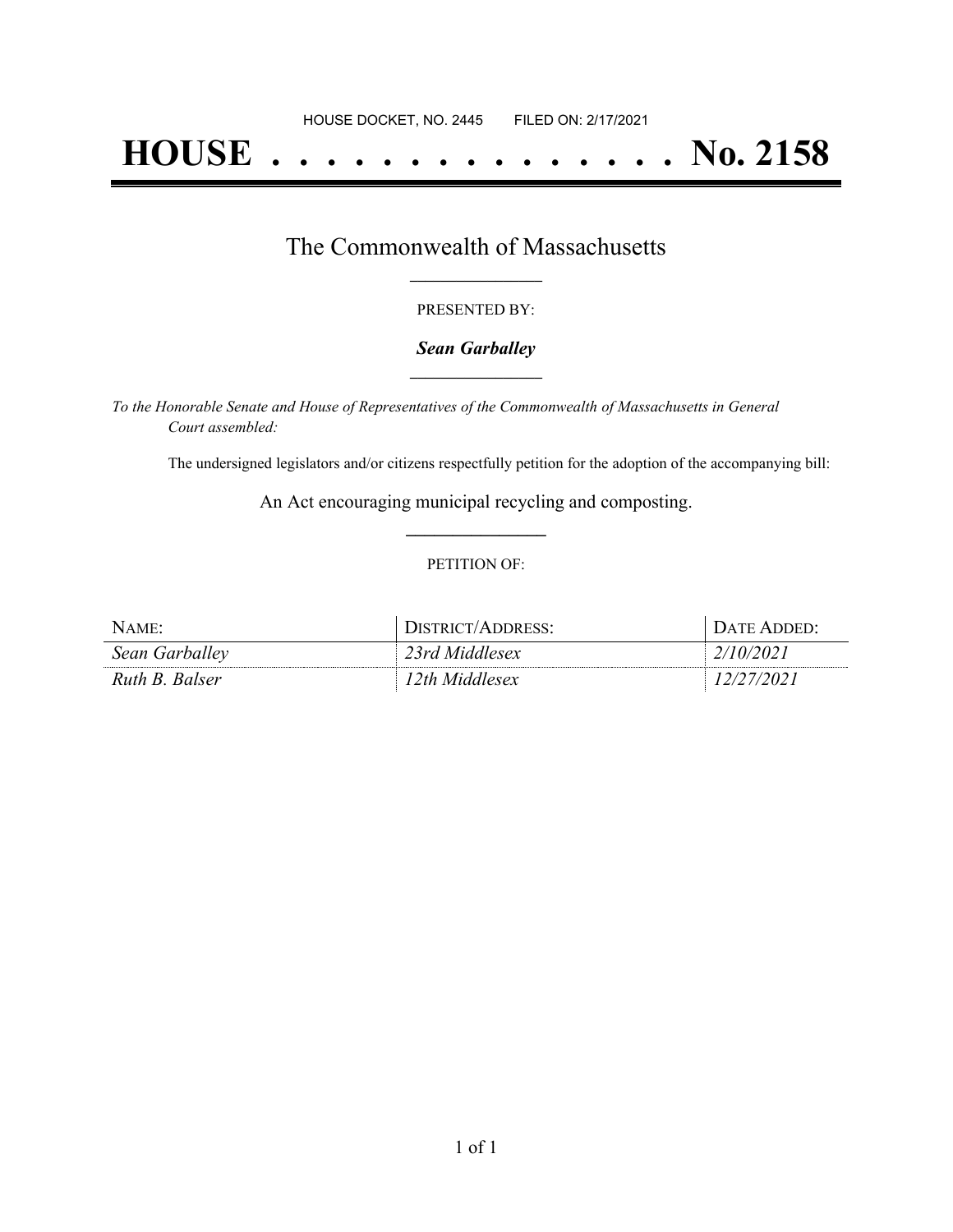HOUSE DOCKET, NO. 2445 FILED ON: 2/17/2021

# HOUSE . . . . . . . . . . . . . . . No. 2158

## The Commonwealth of Massachusetts

PRESENTED BY:

***Sean Garballey***

*To the Honorable Senate and House of Representatives of the Commonwealth of Massachusetts in General Court assembled:*

The undersigned legislators and/or citizens respectfully petition for the adoption of the accompanying bill:

An Act encouraging municipal recycling and composting.

PETITION OF:

| NAME: | DISTRICT/ADDRESS: | DATE ADDED: |
| --- | --- | --- |
| *Sean Garballey* | *23rd Middlesex* | *2/10/2021* |
| *Ruth B. Balser* | *12th Middlesex* | *12/27/2021* |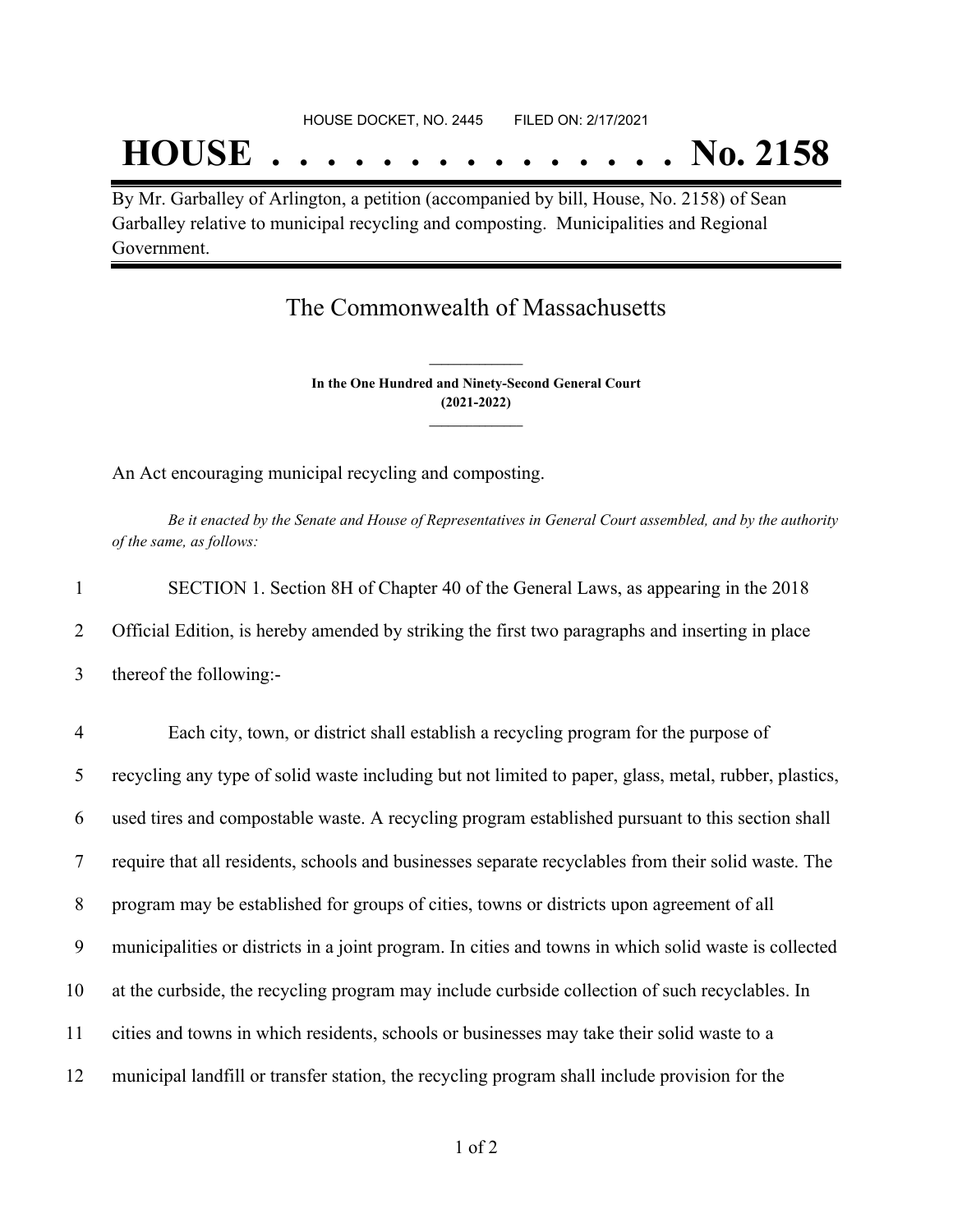HOUSE DOCKET, NO. 2445 FILED ON: 2/17/2021

# HOUSE . . . . . . . . . . . . . . . No. 2158

By Mr. Garballey of Arlington, a petition (accompanied by bill, House, No. 2158) of Sean Garballey relative to municipal recycling and composting. Municipalities and Regional Government.

## The Commonwealth of Massachusetts

**In the One Hundred and Ninety-Second General Court (2021-2022)**

An Act encouraging municipal recycling and composting.

*Be it enacted by the Senate and House of Representatives in General Court assembled, and by the authority of the same, as follows:*

1 SECTION 1. Section 8H of Chapter 40 of the General Laws, as appearing in the 2018
2 Official Edition, is hereby amended by striking the first two paragraphs and inserting in place
3 thereof the following:-

4 Each city, town, or district shall establish a recycling program for the purpose of
5 recycling any type of solid waste including but not limited to paper, glass, metal, rubber, plastics,
6 used tires and compostable waste. A recycling program established pursuant to this section shall
7 require that all residents, schools and businesses separate recyclables from their solid waste. The
8 program may be established for groups of cities, towns or districts upon agreement of all
9 municipalities or districts in a joint program. In cities and towns in which solid waste is collected
10 at the curbside, the recycling program may include curbside collection of such recyclables. In
11 cities and towns in which residents, schools or businesses may take their solid waste to a
12 municipal landfill or transfer station, the recycling program shall include provision for the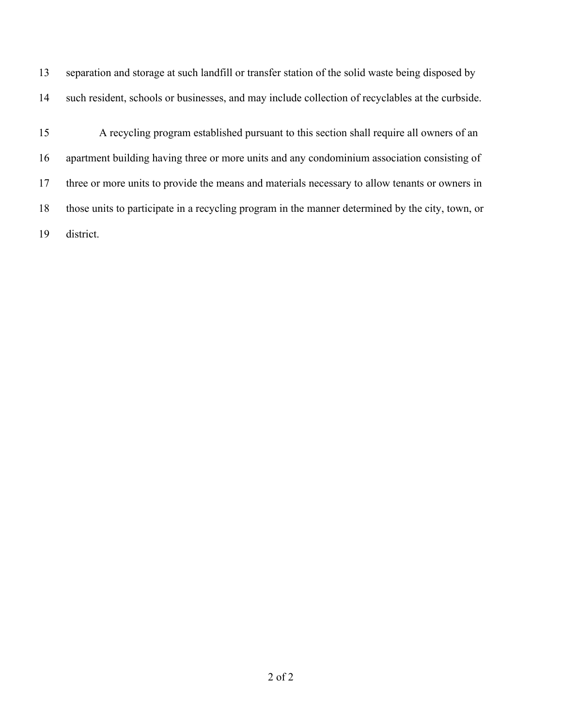separation and storage at such landfill or transfer station of the solid waste being disposed by such resident, schools or businesses, and may include collection of recyclables at the curbside.

A recycling program established pursuant to this section shall require all owners of an apartment building having three or more units and any condominium association consisting of three or more units to provide the means and materials necessary to allow tenants or owners in those units to participate in a recycling program in the manner determined by the city, town, or district.